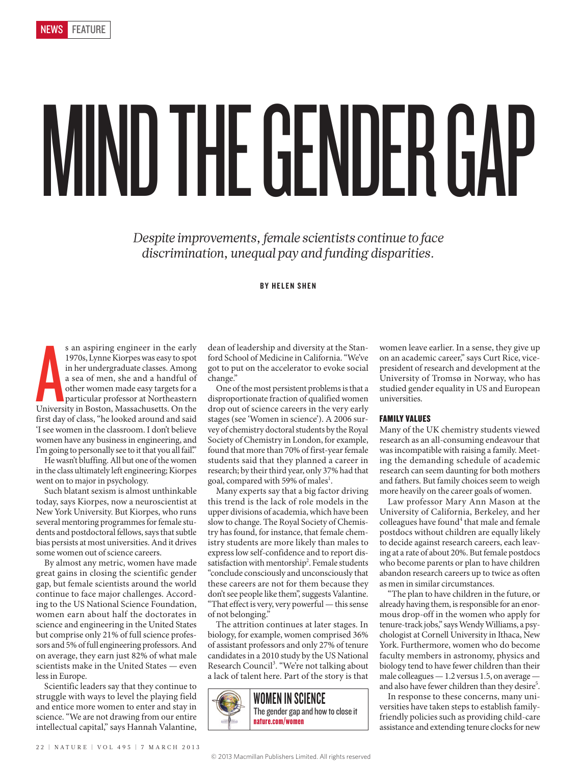NEWS FEATURE

# MIND THE GENDER GAP

*Despite improvements, female scientists continue to face discrimination, unequal pay and funding disparities.*

**BY HELEN SHEN**

As an aspiring engineer in the early 1970s, Lynne Kiorpes was easy to spot in her undergraduate classes. Among a sea of men, she and a handful of other women made easy targets for a particular professor at Northeastern University in Boston, Massachusetts. On the first day of class, "he looked around and said 'I see women in the classroom. I don't believe women have any business in engineering, and I'm going to personally see to it that you all fail.'"

He wasn't bluffing. All but one of the women in the class ultimately left engineering; Kiorpes went on to major in psychology.

Such blatant sexism is almost unthinkable today, says Kiorpes, now a neuroscientist at New York University. But Kiorpes, who runs several mentoring programmes for female students and postdoctoral fellows, says that subtle bias persists at most universities. And it drives some women out of science careers.

By almost any metric, women have made great gains in closing the scientific gender gap, but female scientists around the world continue to face major challenges. According to the US National Science Foundation, women earn about half the doctorates in science and engineering in the United States but comprise only 21% of full science professors and 5% of full engineering professors. And on average, they earn just 82% of what male scientists make in the United States — even less in Europe.

Scientific leaders say that they continue to struggle with ways to level the playing field and entice more women to enter and stay in science. "We are not drawing from our entire intellectual capital," says Hannah Valantine, dean of leadership and diversity at the Stanford School of Medicine in California. "We've got to put on the accelerator to evoke social change."

One of the most persistent problems is that a disproportionate fraction of qualified women drop out of science careers in the very early stages (see 'Women in science'). A 2006 survey of chemistry doctoral students by the Royal Society of Chemistry in London, for example, found that more than 70% of first-year female students said that they planned a career in research; by their third year, only 37% had that goal, compared with 59% of males[1].

Many experts say that a big factor driving this trend is the lack of role models in the upper divisions of academia, which have been slow to change. The Royal Society of Chemistry has found, for instance, that female chemistry students are more likely than males to express low self-confidence and to report dissatisfaction with mentorship[2]. Female students "conclude consciously and unconsciously that these careers are not for them because they don't see people like them", suggests Valantine. "That effect is very, very powerful — this sense of not belonging."

The attrition continues at later stages. In biology, for example, women comprised 36% of assistant professors and only 27% of tenure candidates in a 2010 study by the US National Research Council[3]. "We're not talking about a lack of talent here. Part of the story is that women leave earlier. In a sense, they give up on an academic career," says Curt Rice, vice-president of research and development at the University of Tromsø in Norway, who has studied gender equality in US and European universities.

**WOMEN IN SCIENCE**
The gender gap and how to close it
nature.com/women

### FAMILY VALUES

Many of the UK chemistry students viewed research as an all-consuming endeavour that was incompatible with raising a family. Meeting the demanding schedule of academic research can seem daunting for both mothers and fathers. But family choices seem to weigh more heavily on the career goals of women.

Law professor Mary Ann Mason at the University of California, Berkeley, and her colleagues have found[4] that male and female postdocs without children are equally likely to decide against research careers, each leaving at a rate of about 20%. But female postdocs who become parents or plan to have children abandon research careers up to twice as often as men in similar circumstances.

"The plan to have children in the future, or already having them, is responsible for an enormous drop-off in the women who apply for tenure-track jobs," says Wendy Williams, a psychologist at Cornell University in Ithaca, New York. Furthermore, women who do become faculty members in astronomy, physics and biology tend to have fewer children than their male colleagues — 1.2 versus 1.5, on average — and also have fewer children than they desire[5].

In response to these concerns, many universities have taken steps to establish family-friendly policies such as providing child-care assistance and extending tenure clocks for new

© 2013 Macmillan Publishers Limited. All rights reserved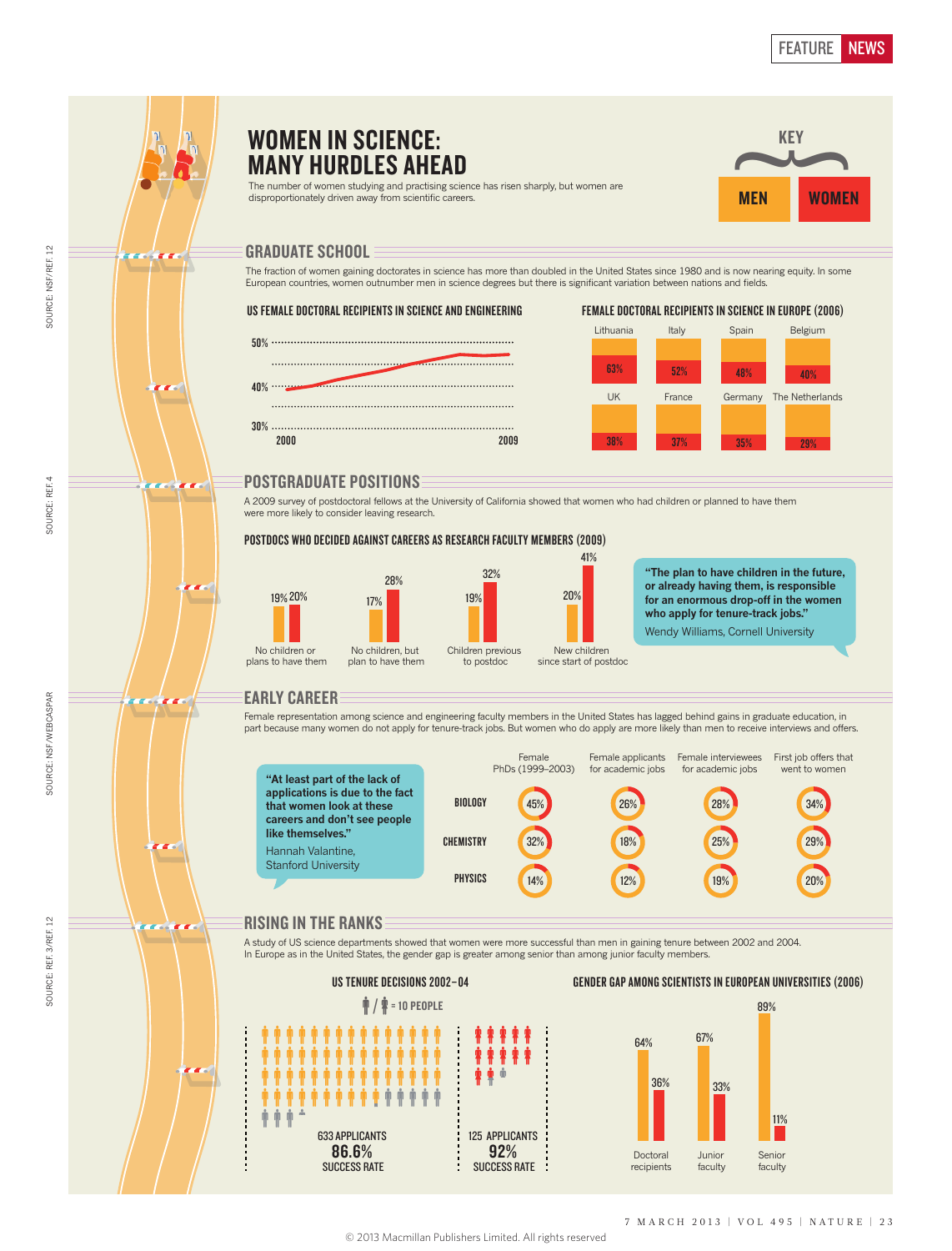# WOMEN IN SCIENCE: MANY HURDLES AHEAD

The number of women studying and practising science has risen sharply, but women are disproportionately driven away from scientific careers.

KEY: MEN | WOMEN

## GRADUATE SCHOOL

The fraction of women gaining doctorates in science has more than doubled in the United States since 1980 and is now nearing equity. In some European countries, women outnumber men in science degrees but there is significant variation between nations and fields.

### US FEMALE DOCTORAL RECIPIENTS IN SCIENCE AND ENGINEERING

50%, 40%, 30% — 2000 to 2009

### FEMALE DOCTORAL RECIPIENTS IN SCIENCE IN EUROPE (2006)

| Country | Women |
|---|---|
| Lithuania | 63% |
| Italy | 52% |
| Spain | 48% |
| Belgium | 40% |
| UK | 38% |
| France | 37% |
| Germany | 35% |
| The Netherlands | 29% |

SOURCE: NSF/REF. 12

## POSTGRADUATE POSITIONS

A 2009 survey of postdoctoral fellows at the University of California showed that women who had children or planned to have them were more likely to consider leaving research.

### POSTDOCS WHO DECIDED AGAINST CAREERS AS RESEARCH FACULTY MEMBERS (2009)

| | Men | Women |
|---|---|---|
| No children or plans to have them | 19% | 20% |
| No children, but plan to have them | 17% | 28% |
| Children previous to postdoc | 19% | 32% |
| New children since start of postdoc | 20% | 41% |

**"The plan to have children in the future, or already having them, is responsible for an enormous drop-off in the women who apply for tenure-track jobs."**
Wendy Williams, Cornell University

SOURCE: REF. 4

## EARLY CAREER

Female representation among science and engineering faculty members in the United States has lagged behind gains in graduate education, in part because many women do not apply for tenure-track jobs. But women who do apply are more likely than men to receive interviews and job offers.

**"At least part of the lack of applications is due to the fact that women look at these careers and don't see people like themselves."**
Hannah Valantine, Stanford University

| | Female PhDs (1999–2003) | Female applicants for academic jobs | Female interviewees for academic jobs | First job offers that went to women |
|---|---|---|---|---|
| BIOLOGY | 45% | 26% | 28% | 34% |
| CHEMISTRY | 32% | 18% | 25% | 29% |
| PHYSICS | 14% | 12% | 19% | 20% |

SOURCE: NSF/WEBCASPAR

## RISING IN THE RANKS

A study of US science departments showed that women were more successful than men in gaining tenure between 2002 and 2004. In Europe as in the United States, the gender gap is greater among senior than among junior faculty members.

### US TENURE DECISIONS 2002–04

(icon) = 10 PEOPLE

| | Men | Women |
|---|---|---|
| Applicants | 633 APPLICANTS | 125 APPLICANTS |
| Success rate | 86.6% SUCCESS RATE | 92% SUCCESS RATE |

### GENDER GAP AMONG SCIENTISTS IN EUROPEAN UNIVERSITIES (2006)

| | Men | Women |
|---|---|---|
| Doctoral recipients | 64% | 36% |
| Junior faculty | 67% | 33% |
| Senior faculty | 89% | 11% |

SOURCE: REF. 3/REF. 12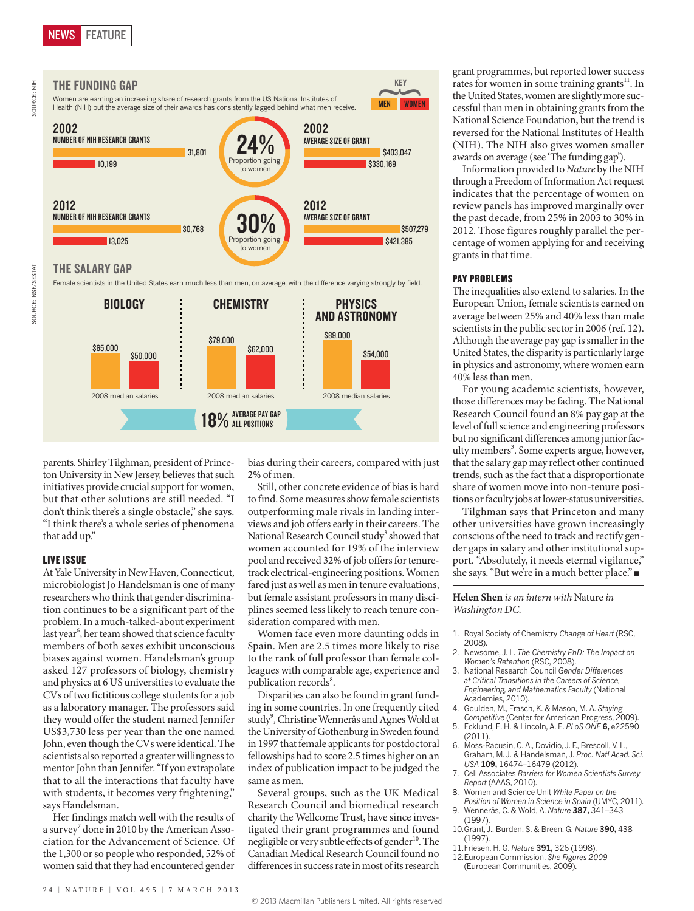## THE FUNDING GAP

Women are earning an increasing share of research grants from the US National Institutes of Health (NIH) but the average size of their awards has consistently lagged behind what men receive.

KEY: MEN WOMEN

**2002**
NUMBER OF NIH RESEARCH GRANTS
31,801
10,199

24% Proportion going to women

**2002**
AVERAGE SIZE OF GRANT
$403,047
$330,169

**2012**
NUMBER OF NIH RESEARCH GRANTS
30,768
13,025

30% Proportion going to women

**2012**
AVERAGE SIZE OF GRANT
$507,279
$421,385

SOURCE: NIH

## THE SALARY GAP

Female scientists in the United States earn much less than men, on average, with the difference varying strongly by field.

**BIOLOGY**
$65,000
$50,000
2008 median salaries

**CHEMISTRY**
$79,000
$62,000
2008 median salaries

**PHYSICS AND ASTRONOMY**
$89,000
$54,000
2008 median salaries

18% AVERAGE PAY GAP ALL POSITIONS

SOURCE: NSF/SESTAT

parents. Shirley Tilghman, president of Princeton University in New Jersey, believes that such initiatives provide crucial support for women, but that other solutions are still needed. "I don't think there's a single obstacle," she says. "I think there's a whole series of phenomena that add up."

### LIVE ISSUE

At Yale University in New Haven, Connecticut, microbiologist Jo Handelsman is one of many researchers who think that gender discrimination continues to be a significant part of the problem. In a much-talked-about experiment last year[6], her team showed that science faculty members of both sexes exhibit unconscious biases against women. Handelsman's group asked 127 professors of biology, chemistry and physics at 6 US universities to evaluate the CVs of two fictitious college students for a job as a laboratory manager. The professors said they would offer the student named Jennifer US$3,730 less per year than the one named John, even though the CVs were identical. The scientists also reported a greater willingness to mentor John than Jennifer. "If you extrapolate that to all the interactions that faculty have with students, it becomes very frightening," says Handelsman.

Her findings match well with the results of a survey[7] done in 2010 by the American Association for the Advancement of Science. Of the 1,300 or so people who responded, 52% of women said that they had encountered gender bias during their careers, compared with just 2% of men.

Still, other concrete evidence of bias is hard to find. Some measures show female scientists outperforming male rivals in landing interviews and job offers early in their careers. The National Research Council study[3] showed that women accounted for 19% of the interview pool and received 32% of job offers for tenure-track electrical-engineering positions. Women fared just as well as men in tenure evaluations, but female assistant professors in many disciplines seemed less likely to reach tenure consideration compared with men.

Women face even more daunting odds in Spain. Men are 2.5 times more likely to rise to the rank of full professor than female colleagues with comparable age, experience and publication records[8].

Disparities can also be found in grant funding in some countries. In one frequently cited study[9], Christine Wennerås and Agnes Wold at the University of Gothenburg in Sweden found in 1997 that female applicants for postdoctoral fellowships had to score 2.5 times higher on an index of publication impact to be judged the same as men.

Several groups, such as the UK Medical Research Council and biomedical research charity the Wellcome Trust, have since investigated their grant programmes and found negligible or very subtle effects of gender[10]. The Canadian Medical Research Council found no differences in success rate in most of its research grant programmes, but reported lower success rates for women in some training grants[11]. In the United States, women are slightly more successful than men in obtaining grants from the National Science Foundation, but the trend is reversed for the National Institutes of Health (NIH). The NIH also gives women smaller awards on average (see 'The funding gap').

Information provided to *Nature* by the NIH through a Freedom of Information Act request indicates that the percentage of women on review panels has improved marginally over the past decade, from 25% in 2003 to 30% in 2012. Those figures roughly parallel the percentage of women applying for and receiving grants in that time.

### PAY PROBLEMS

The inequalities also extend to salaries. In the European Union, female scientists earned on average between 25% and 40% less than male scientists in the public sector in 2006 (ref. 12). Although the average pay gap is smaller in the United States, the disparity is particularly large in physics and astronomy, where women earn 40% less than men.

For young academic scientists, however, those differences may be fading. The National Research Council found an 8% pay gap at the level of full science and engineering professors but no significant differences among junior faculty members[3]. Some experts argue, however, that the salary gap may reflect other continued trends, such as the fact that a disproportionate share of women move into non-tenure positions or faculty jobs at lower-status universities.

Tilghman says that Princeton and many other universities have grown increasingly conscious of the need to track and rectify gender gaps in salary and other institutional support. "Absolutely, it needs eternal vigilance," she says. "But we're in a much better place." ■

**Helen Shen** *is an intern with* Nature *in Washington DC.*

1. Royal Society of Chemistry *Change of Heart* (RSC, 2008).
2. Newsome, J. L. *The Chemistry PhD: The Impact on Women's Retention* (RSC, 2008).
3. National Research Council *Gender Differences at Critical Transitions in the Careers of Science, Engineering, and Mathematics Faculty* (National Academies, 2010).
4. Goulden, M., Frasch, K. & Mason, M. A. *Staying Competitive* (Center for American Progress, 2009).
5. Ecklund, E. H. & Lincoln, A. E. *PLoS ONE* **6,** e22590 (2011).
6. Moss-Racusin, C. A., Dovidio, J. F., Brescoll, V. L., Graham, M. J. & Handelsman, J. *Proc. Natl Acad. Sci. USA* **109,** 16474–16479 (2012).
7. Cell Associates *Barriers for Women Scientists Survey Report* (AAAS, 2010).
8. Women and Science Unit *White Paper on the Position of Women in Science in Spain* (UMYC, 2011).
9. Wennerås, C. & Wold, A. *Nature* **387,** 341–343 (1997).
10. Grant, J., Burden, S. & Breen, G. *Nature* **390,** 438 (1997).
11. Friesen, H. G. *Nature* **391,** 326 (1998).
12. European Commission. *She Figures 2009* (European Communities, 2009).